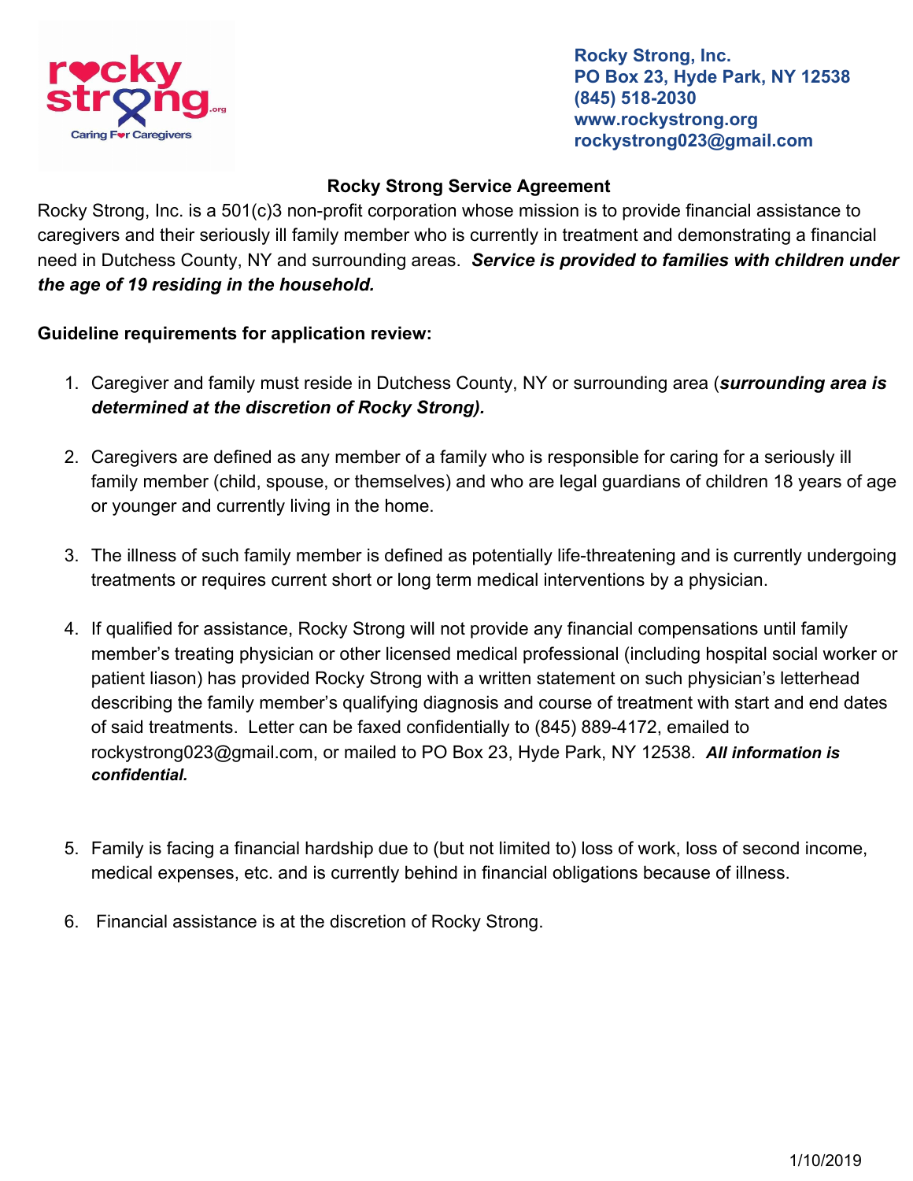Rocky Strong, Inc.
PO Box 23, Hyde Park, NY 12538
(845) 518-2030
www.rockystrong.org
rockystrong023@gmail.com

## Rocky Strong Service Agreement

Rocky Strong, Inc. is a 501(c)3 non-profit corporation whose mission is to provide financial assistance to caregivers and their seriously ill family member who is currently in treatment and demonstrating a financial need in Dutchess County, NY and surrounding areas. ***Service is provided to families with children under the age of 19 residing in the household.***

**Guideline requirements for application review:**

1. Caregiver and family must reside in Dutchess County, NY or surrounding area (***surrounding area is determined at the discretion of Rocky Strong).***
2. Caregivers are defined as any member of a family who is responsible for caring for a seriously ill family member (child, spouse, or themselves) and who are legal guardians of children 18 years of age or younger and currently living in the home.
3. The illness of such family member is defined as potentially life-threatening and is currently undergoing treatments or requires current short or long term medical interventions by a physician.
4. If qualified for assistance, Rocky Strong will not provide any financial compensations until family member's treating physician or other licensed medical professional (including hospital social worker or patient liason) has provided Rocky Strong with a written statement on such physician's letterhead describing the family member's qualifying diagnosis and course of treatment with start and end dates of said treatments. Letter can be faxed confidentially to (845) 889-4172, emailed to rockystrong023@gmail.com, or mailed to PO Box 23, Hyde Park, NY 12538. ***All information is confidential.***
5. Family is facing a financial hardship due to (but not limited to) loss of work, loss of second income, medical expenses, etc. and is currently behind in financial obligations because of illness.
6. Financial assistance is at the discretion of Rocky Strong.

1/10/2019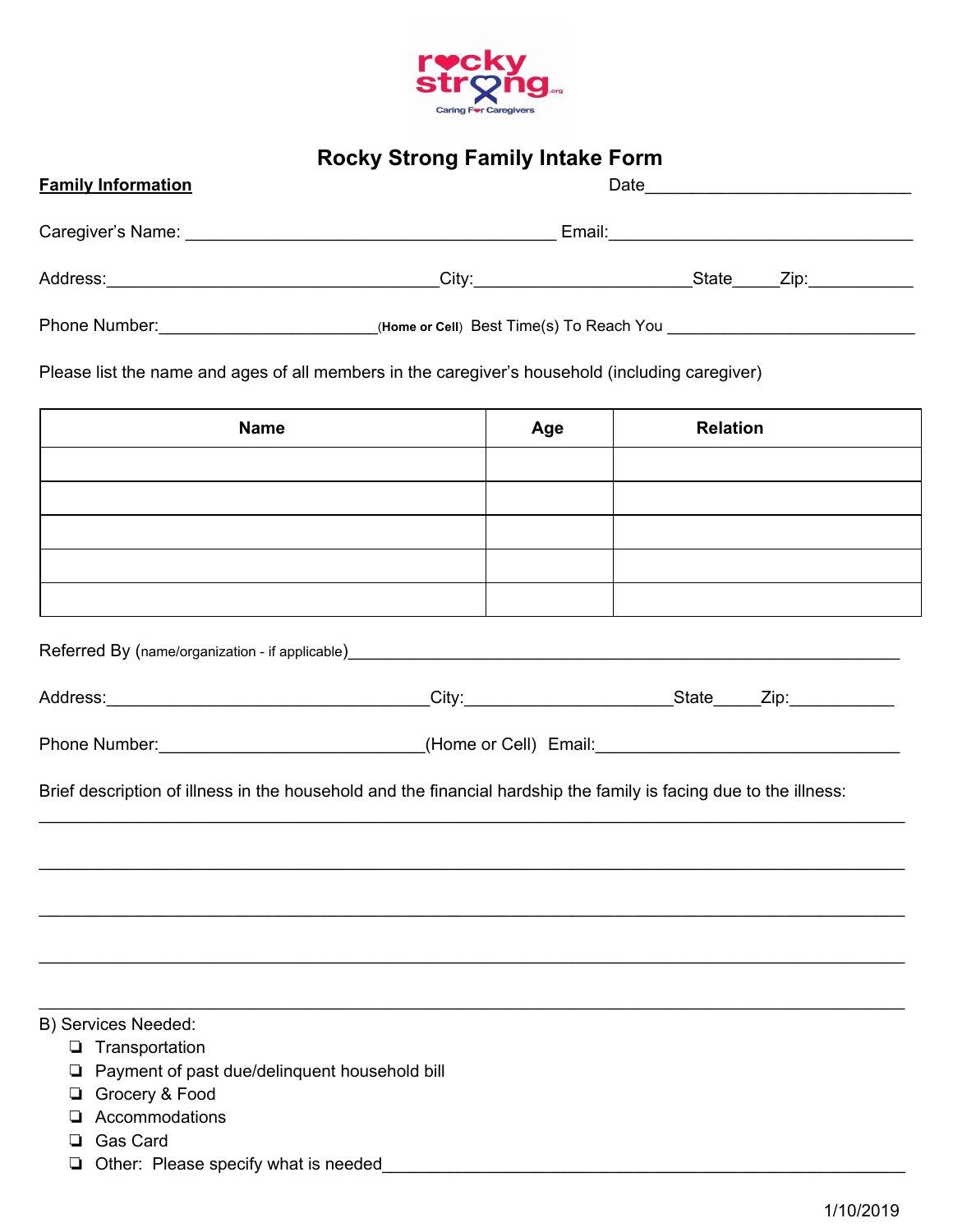# Rocky Strong Family Intake Form

**Family Information** Date___________________________

Caregiver's Name: ______________________________________ Email:________________________________

Address:___________________________________City:______________________State_____Zip:___________

Phone Number:_______________________(Home or Cell) Best Time(s) To Reach You ___________________________

Please list the name and ages of all members in the caregiver's household (including caregiver)

| Name | Age | Relation |
|---|---|---|
| | | |
| | | |
| | | |
| | | |
| | | |

Referred By (name/organization - if applicable)____________________________________________________________

Address:__________________________________City:______________________State_____Zip:___________

Phone Number:____________________________(Home or Cell) Email:________________________________

Brief description of illness in the household and the financial hardship the family is facing due to the illness:
____________________________________________________________________________________________

____________________________________________________________________________________________

____________________________________________________________________________________________

____________________________________________________________________________________________

____________________________________________________________________________________________

B) Services Needed:

- ❏ Transportation
- ❏ Payment of past due/delinquent household bill
- ❏ Grocery & Food
- ❏ Accommodations
- ❏ Gas Card
- ❏ Other: Please specify what is needed_____________________________________________________

1/10/2019